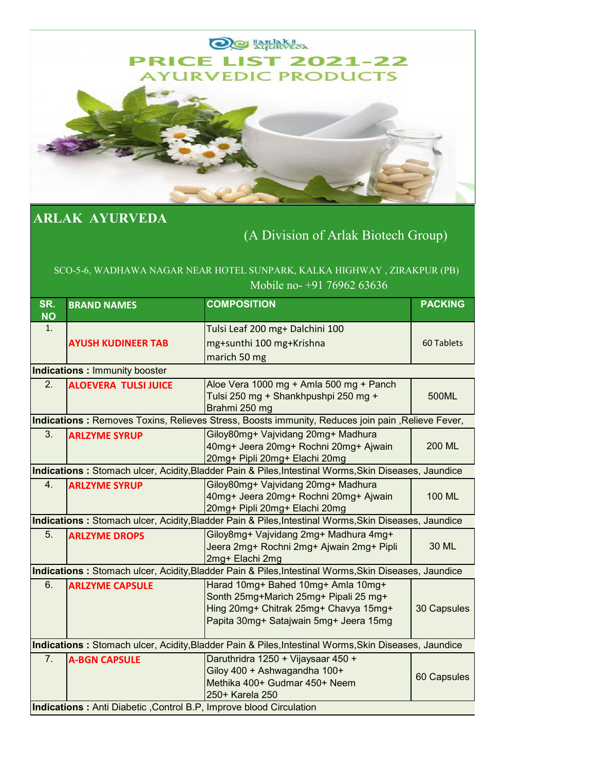# PRICE LIST 2021-22

## AYURVEDIC PRODUCTS

## ARLAK AYURVEDA

(A Division of Arlak Biotech Group)

SCO-5-6, WADHAWA NAGAR NEAR HOTEL SUNPARK, KALKA HIGHWAY , ZIRAKPUR (PB)

Mobile no- +91 76962 63636

| SR. NO | BRAND NAMES | COMPOSITION | PACKING |
|---|---|---|---|
| 1. | AYUSH KUDINEER TAB | Tulsi Leaf 200 mg+ Dalchini 100 mg+sunthi 100 mg+Krishna marich 50 mg | 60 Tablets |
| **Indications :** Immunity booster | | | |
| 2. | ALOEVERA TULSI JUICE | Aloe Vera 1000 mg + Amla 500 mg + Panch Tulsi 250 mg + Shankhpushpi 250 mg + Brahmi 250 mg | 500ML |
| **Indications :** Removes Toxins, Relieves Stress, Boosts immunity, Reduces join pain ,Relieve Fever, | | | |
| 3. | ARLZYME SYRUP | Giloy80mg+ Vajvidang 20mg+ Madhura 40mg+ Jeera 20mg+ Rochni 20mg+ Ajwain 20mg+ Pipli 20mg+ Elachi 20mg | 200 ML |
| **Indications :** Stomach ulcer, Acidity,Bladder Pain & Piles,Intestinal Worms,Skin Diseases, Jaundice | | | |
| 4. | ARLZYME SYRUP | Giloy80mg+ Vajvidang 20mg+ Madhura 40mg+ Jeera 20mg+ Rochni 20mg+ Ajwain 20mg+ Pipli 20mg+ Elachi 20mg | 100 ML |
| **Indications :** Stomach ulcer, Acidity,Bladder Pain & Piles,Intestinal Worms,Skin Diseases, Jaundice | | | |
| 5. | ARLZYME DROPS | Giloy8mg+ Vajvidang 2mg+ Madhura 4mg+ Jeera 2mg+ Rochni 2mg+ Ajwain 2mg+ Pipli 2mg+ Elachi 2mg | 30 ML |
| **Indications :** Stomach ulcer, Acidity,Bladder Pain & Piles,Intestinal Worms,Skin Diseases, Jaundice | | | |
| 6. | ARLZYME CAPSULE | Harad 10mg+ Bahed 10mg+ Amla 10mg+ Sonth 25mg+Marich 25mg+ Pipali 25 mg+ Hing 20mg+ Chitrak 25mg+ Chavya 15mg+ Papita 30mg+ Satajwain 5mg+ Jeera 15mg | 30 Capsules |
| **Indications :** Stomach ulcer, Acidity,Bladder Pain & Piles,Intestinal Worms,Skin Diseases, Jaundice | | | |
| 7. | A-BGN CAPSULE | Daruthridra 1250 + Vijaysaar 450 + Giloy 400 + Ashwagandha 100+ Methika 400+ Gudmar 450+ Neem 250+ Karela 250 | 60 Capsules |
| **Indications :** Anti Diabetic ,Control B.P, Improve blood Circulation | | | |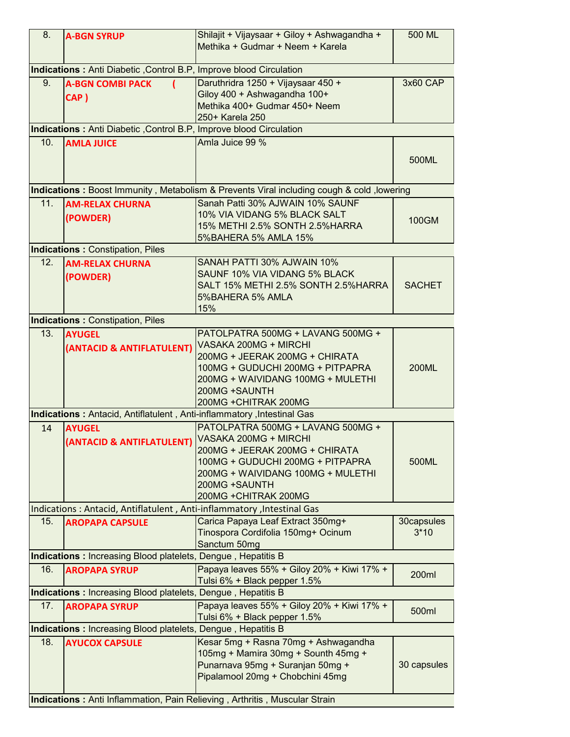| 8. | A-BGN SYRUP | Shilajit + Vijaysaar + Giloy + Ashwagandha + Methika + Gudmar + Neem + Karela | 500 ML |
|---|---|---|---|
| **Indications :** Anti Diabetic ,Control B.P, Improve blood Circulation | | | |
| 9. | A-BGN COMBI PACK ( CAP ) | Daruthridra 1250 + Vijaysaar 450 + Giloy 400 + Ashwagandha 100+ Methika 400+ Gudmar 450+ Neem 250+ Karela 250 | 3x60 CAP |
| **Indications :** Anti Diabetic ,Control B.P, Improve blood Circulation | | | |
| 10. | AMLA JUICE | Amla Juice 99 % | 500ML |
| **Indications :** Boost Immunity , Metabolism & Prevents Viral including cough & cold ,lowering | | | |
| 11. | AM-RELAX CHURNA (POWDER) | Sanah Patti 30% AJWAIN 10% SAUNF 10% VIA VIDANG 5% BLACK SALT 15% METHI 2.5% SONTH 2.5%HARRA 5%BAHERA 5% AMLA 15% | 100GM |
| **Indications :** Constipation, Piles | | | |
| 12. | AM-RELAX CHURNA (POWDER) | SANAH PATTI 30% AJWAIN 10% SAUNF 10% VIA VIDANG 5% BLACK SALT 15% METHI 2.5% SONTH 2.5%HARRA 5%BAHERA 5% AMLA 15% | SACHET |
| **Indications :** Constipation, Piles | | | |
| 13. | AYUGEL (ANTACID & ANTIFLATULENT) | PATOLPATRA 500MG + LAVANG 500MG + VASAKA 200MG + MIRCHI 200MG + JEERAK 200MG + CHIRATA 100MG + GUDUCHI 200MG + PITPAPRA 200MG + WAIVIDANG 100MG + MULETHI 200MG +SAUNTH 200MG +CHITRAK 200MG | 200ML |
| **Indications :** Antacid, Antiflatulent , Anti-inflammatory ,Intestinal Gas | | | |
| 14 | AYUGEL (ANTACID & ANTIFLATULENT) | PATOLPATRA 500MG + LAVANG 500MG + VASAKA 200MG + MIRCHI 200MG + JEERAK 200MG + CHIRATA 100MG + GUDUCHI 200MG + PITPAPRA 200MG + WAIVIDANG 100MG + MULETHI 200MG +SAUNTH 200MG +CHITRAK 200MG | 500ML |
| Indications : Antacid, Antiflatulent , Anti-inflammatory ,Intestinal Gas | | | |
| 15. | AROPAPA CAPSULE | Carica Papaya Leaf Extract 350mg+ Tinospora Cordifolia 150mg+ Ocinum Sanctum 50mg | 30capsules 3*10 |
| **Indications :** Increasing Blood platelets, Dengue , Hepatitis B | | | |
| 16. | AROPAPA SYRUP | Papaya leaves 55% + Giloy 20% + Kiwi 17% + Tulsi 6% + Black pepper 1.5% | 200ml |
| **Indications :** Increasing Blood platelets, Dengue , Hepatitis B | | | |
| 17. | AROPAPA SYRUP | Papaya leaves 55% + Giloy 20% + Kiwi 17% + Tulsi 6% + Black pepper 1.5% | 500ml |
| **Indications :** Increasing Blood platelets, Dengue , Hepatitis B | | | |
| 18. | AYUCOX CAPSULE | Kesar 5mg + Rasna 70mg + Ashwagandha 105mg + Mamira 30mg + Sounth 45mg + Punarnava 95mg + Suranjan 50mg + Pipalamool 20mg + Chobchini 45mg | 30 capsules |
| **Indications :** Anti Inflammation, Pain Relieving , Arthritis , Muscular Strain | | | |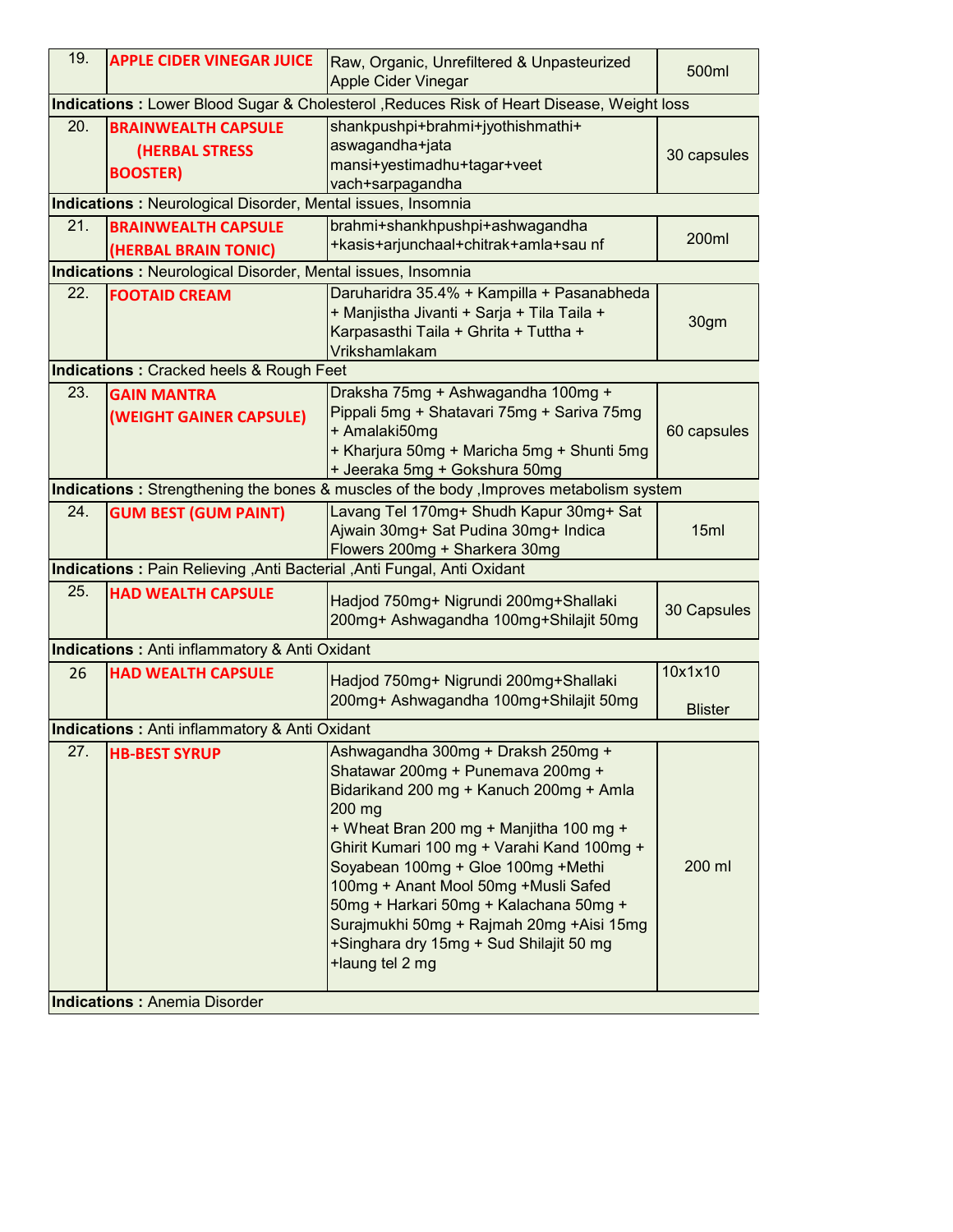| 19. | **APPLE CIDER VINEGAR JUICE** | Raw, Organic, Unrefiltered & Unpasteurized Apple Cider Vinegar | 500ml |
|---|---|---|---|
| **Indications :** Lower Blood Sugar & Cholesterol ,Reduces Risk of Heart Disease, Weight loss | | | |
| 20. | **BRAINWEALTH CAPSULE (HERBAL STRESS BOOSTER)** | shankpushpi+brahmi+jyothishmathi+ aswagandha+jata mansi+yestimadhu+tagar+veet vach+sarpagandha | 30 capsules |
| **Indications :** Neurological Disorder, Mental issues, Insomnia | | | |
| 21. | **BRAINWEALTH CAPSULE (HERBAL BRAIN TONIC)** | brahmi+shankhpushpi+ashwagandha +kasis+arjunchaal+chitrak+amla+sau nf | 200ml |
| **Indications :** Neurological Disorder, Mental issues, Insomnia | | | |
| 22. | **FOOTAID CREAM** | Daruharidra 35.4% + Kampilla + Pasanabheda + Manjistha Jivanti + Sarja + Tila Taila + Karpasasthi Taila + Ghrita + Tuttha + Vrikshamlakam | 30gm |
| **Indications :** Cracked heels & Rough Feet | | | |
| 23. | **GAIN MANTRA (WEIGHT GAINER CAPSULE)** | Draksha 75mg + Ashwagandha 100mg + Pippali 5mg + Shatavari 75mg + Sariva 75mg + Amalaki50mg + Kharjura 50mg + Maricha 5mg + Shunti 5mg + Jeeraka 5mg + Gokshura 50mg | 60 capsules |
| **Indications :** Strengthening the bones & muscles of the body ,Improves metabolism system | | | |
| 24. | **GUM BEST (GUM PAINT)** | Lavang Tel 170mg+ Shudh Kapur 30mg+ Sat Ajwain 30mg+ Sat Pudina 30mg+ Indica Flowers 200mg + Sharkera 30mg | 15ml |
| **Indications :** Pain Relieving ,Anti Bacterial ,Anti Fungal, Anti Oxidant | | | |
| 25. | **HAD WEALTH CAPSULE** | Hadjod 750mg+ Nigrundi 200mg+Shallaki 200mg+ Ashwagandha 100mg+Shilajit 50mg | 30 Capsules |
| **Indications :** Anti inflammatory & Anti Oxidant | | | |
| 26 | **HAD WEALTH CAPSULE** | Hadjod 750mg+ Nigrundi 200mg+Shallaki 200mg+ Ashwagandha 100mg+Shilajit 50mg | 10x1x10 Blister |
| **Indications :** Anti inflammatory & Anti Oxidant | | | |
| 27. | **HB-BEST SYRUP** | Ashwagandha 300mg + Draksh 250mg + Shatawar 200mg + Punemava 200mg + Bidarikand 200 mg + Kanuch 200mg + Amla 200 mg + Wheat Bran 200 mg + Manjitha 100 mg + Ghirit Kumari 100 mg + Varahi Kand 100mg + Soyabean 100mg + Gloe 100mg +Methi 100mg + Anant Mool 50mg +Musli Safed 50mg + Harkari 50mg + Kalachana 50mg + Surajmukhi 50mg + Rajmah 20mg +Aisi 15mg +Singhara dry 15mg + Sud Shilajit 50 mg +laung tel 2 mg | 200 ml |
| **Indications :** Anemia Disorder | | | |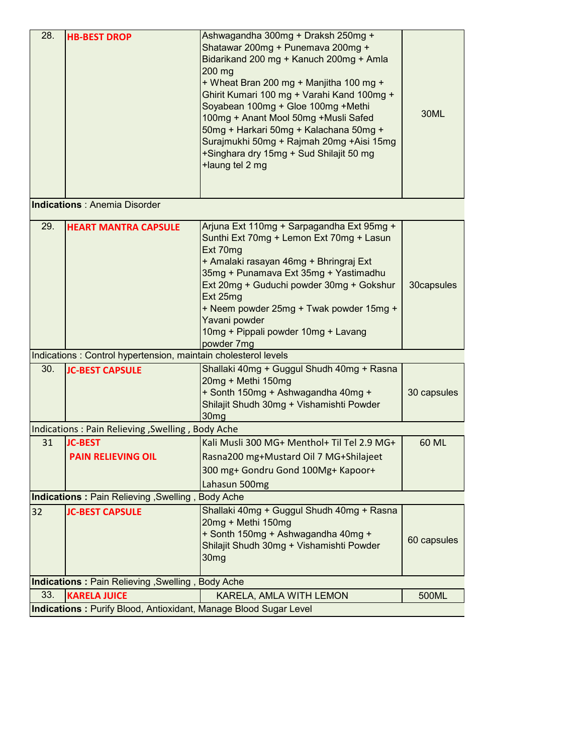| | | | |
|---|---|---|---|
| 28. | **HB-BEST DROP** | Ashwagandha 300mg + Draksh 250mg + Shatawar 200mg + Punemava 200mg + Bidarikand 200 mg + Kanuch 200mg + Amla 200 mg + Wheat Bran 200 mg + Manjitha 100 mg + Ghirit Kumari 100 mg + Varahi Kand 100mg + Soyabean 100mg + Gloe 100mg +Methi 100mg + Anant Mool 50mg +Musli Safed 50mg + Harkari 50mg + Kalachana 50mg + Surajmukhi 50mg + Rajmah 20mg +Aisi 15mg +Singhara dry 15mg + Sud Shilajit 50 mg +laung tel 2 mg | 30ML |
| **Indications** : Anemia Disorder | | | |
| 29. | **HEART MANTRA CAPSULE** | Arjuna Ext 110mg + Sarpagandha Ext 95mg + Sunthi Ext 70mg + Lemon Ext 70mg + Lasun Ext 70mg + Amalaki rasayan 46mg + Bhringraj Ext 35mg + Punamava Ext 35mg + Yastimadhu Ext 20mg + Guduchi powder 30mg + Gokshur Ext 25mg + Neem powder 25mg + Twak powder 15mg + Yavani powder 10mg + Pippali powder 10mg + Lavang powder 7mg | 30capsules |
| Indications : Control hypertension, maintain cholesterol levels | | | |
| 30. | **JC-BEST CAPSULE** | Shallaki 40mg + Guggul Shudh 40mg + Rasna 20mg + Methi 150mg + Sonth 150mg + Ashwagandha 40mg + Shilajit Shudh 30mg + Vishamishti Powder 30mg | 30 capsules |
| Indications : Pain Relieving ,Swelling , Body Ache | | | |
| 31 | **JC-BEST PAIN RELIEVING OIL** | Kali Musli 300 MG+ Menthol+ Til Tel 2.9 MG+ Rasna200 mg+Mustard Oil 7 MG+Shilajeet 300 mg+ Gondru Gond 100Mg+ Kapoor+ Lahasun 500mg | 60 ML |
| **Indications :** Pain Relieving ,Swelling , Body Ache | | | |
| 32 | **JC-BEST CAPSULE** | Shallaki 40mg + Guggul Shudh 40mg + Rasna 20mg + Methi 150mg + Sonth 150mg + Ashwagandha 40mg + Shilajit Shudh 30mg + Vishamishti Powder 30mg | 60 capsules |
| **Indications :** Pain Relieving ,Swelling , Body Ache | | | |
| 33. | **KARELA JUICE** | KARELA, AMLA WITH LEMON | 500ML |
| **Indications :** Purify Blood, Antioxidant, Manage Blood Sugar Level | | | |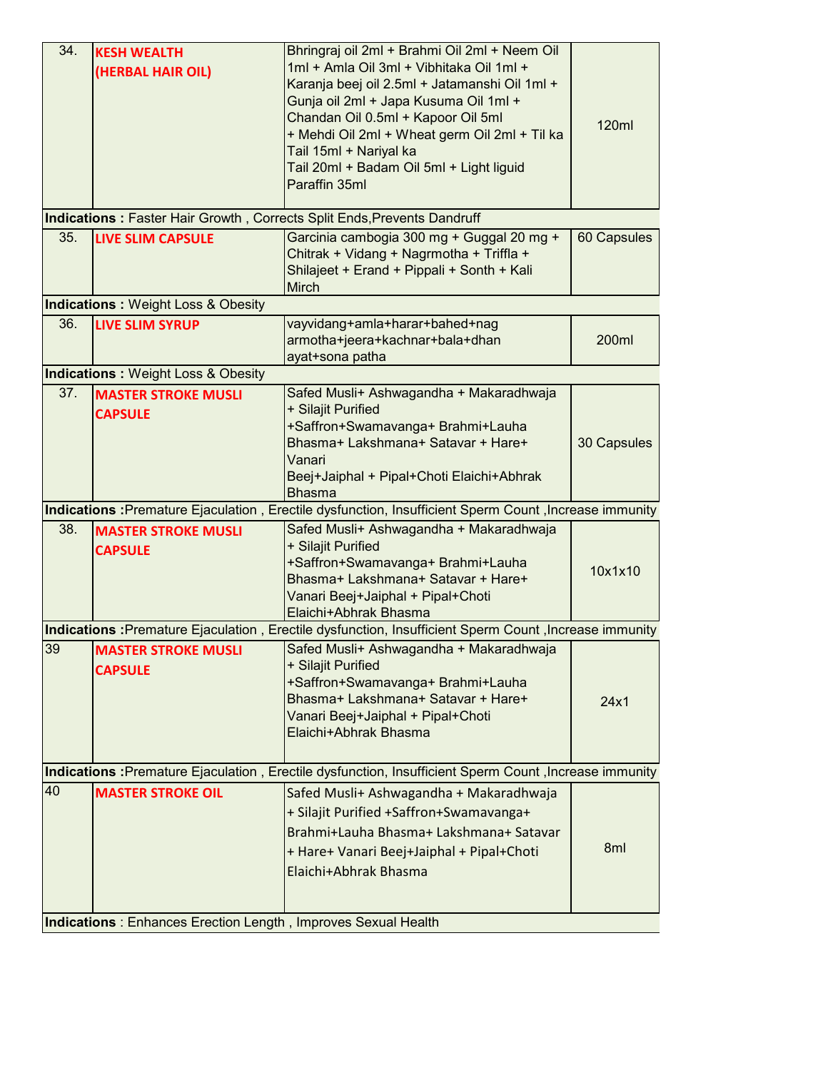| | | | |
|---|---|---|---|
| 34. | **KESH WEALTH (HERBAL HAIR OIL)** | Bhringraj oil 2ml + Brahmi Oil 2ml + Neem Oil 1ml + Amla Oil 3ml + Vibhitaka Oil 1ml + Karanja beej oil 2.5ml + Jatamanshi Oil 1ml + Gunja oil 2ml + Japa Kusuma Oil 1ml + Chandan Oil 0.5ml + Kapoor Oil 5ml + Mehdi Oil 2ml + Wheat germ Oil 2ml + Til ka Tail 15ml + Nariyal ka Tail 20ml + Badam Oil 5ml + Light liguid Paraffin 35ml | 120ml |
| **Indications :** Faster Hair Growth , Corrects Split Ends,Prevents Dandruff | | | |
| 35. | **LIVE SLIM CAPSULE** | Garcinia cambogia 300 mg + Guggal 20 mg + Chitrak + Vidang + Nagrmotha + Triffla + Shilajeet + Erand + Pippali + Sonth + Kali Mirch | 60 Capsules |
| **Indications :** Weight Loss & Obesity | | | |
| 36. | **LIVE SLIM SYRUP** | vayvidang+amla+harar+bahed+nag armotha+jeera+kachnar+bala+dhan ayat+sona patha | 200ml |
| **Indications :** Weight Loss & Obesity | | | |
| 37. | **MASTER STROKE MUSLI CAPSULE** | Safed Musli+ Ashwagandha + Makaradhwaja + Silajit Purified +Saffron+Swamavanga+ Brahmi+Lauha Bhasma+ Lakshmana+ Satavar + Hare+ Vanari Beej+Jaiphal + Pipal+Choti Elaichi+Abhrak Bhasma | 30 Capsules |
| **Indications :**Premature Ejaculation , Erectile dysfunction, Insufficient Sperm Count ,Increase immunity | | | |
| 38. | **MASTER STROKE MUSLI CAPSULE** | Safed Musli+ Ashwagandha + Makaradhwaja + Silajit Purified +Saffron+Swamavanga+ Brahmi+Lauha Bhasma+ Lakshmana+ Satavar + Hare+ Vanari Beej+Jaiphal + Pipal+Choti Elaichi+Abhrak Bhasma | 10x1x10 |
| **Indications :**Premature Ejaculation , Erectile dysfunction, Insufficient Sperm Count ,Increase immunity | | | |
| 39 | **MASTER STROKE MUSLI CAPSULE** | Safed Musli+ Ashwagandha + Makaradhwaja + Silajit Purified +Saffron+Swamavanga+ Brahmi+Lauha Bhasma+ Lakshmana+ Satavar + Hare+ Vanari Beej+Jaiphal + Pipal+Choti Elaichi+Abhrak Bhasma | 24x1 |
| **Indications :**Premature Ejaculation , Erectile dysfunction, Insufficient Sperm Count ,Increase immunity | | | |
| 40 | **MASTER STROKE OIL** | Safed Musli+ Ashwagandha + Makaradhwaja + Silajit Purified +Saffron+Swamavanga+ Brahmi+Lauha Bhasma+ Lakshmana+ Satavar + Hare+ Vanari Beej+Jaiphal + Pipal+Choti Elaichi+Abhrak Bhasma | 8ml |
| **Indications** : Enhances Erection Length , Improves Sexual Health | | | |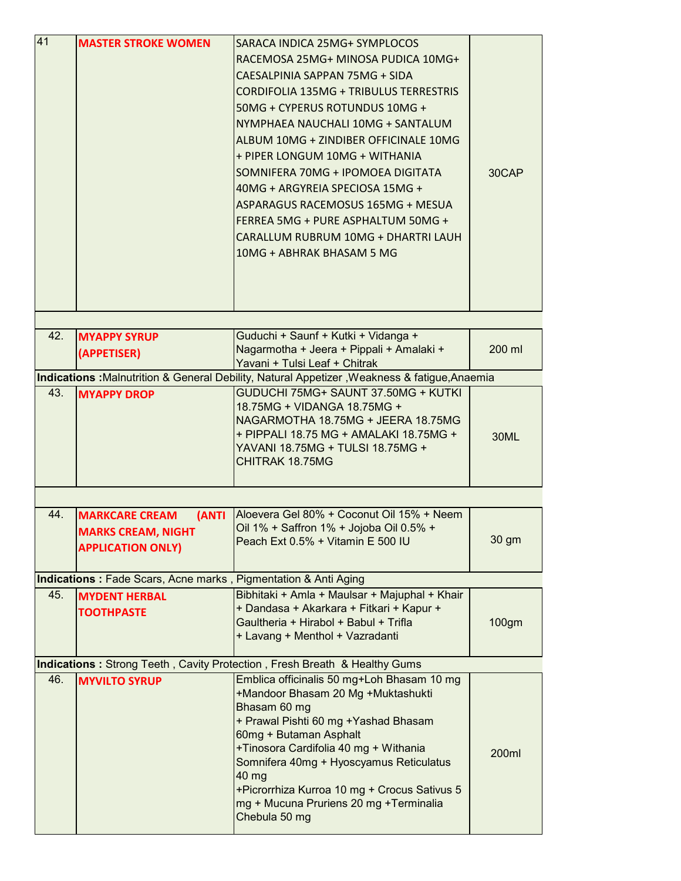| | | | |
|---|---|---|---|
| 41 | **MASTER STROKE WOMEN** | SARACA INDICA 25MG+ SYMPLOCOS RACEMOSA 25MG+ MINOSA PUDICA 10MG+ CAESALPINIA SAPPAN 75MG + SIDA CORDIFOLIA 135MG + TRIBULUS TERRESTRIS 50MG + CYPERUS ROTUNDUS 10MG + NYMPHAEA NAUCHALI 10MG + SANTALUM ALBUM 10MG + ZINDIBER OFFICINALE 10MG + PIPER LONGUM 10MG + WITHANIA SOMNIFERA 70MG + IPOMOEA DIGITATA 40MG + ARGYREIA SPECIOSA 15MG + ASPARAGUS RACEMOSUS 165MG + MESUA FERREA 5MG + PURE ASPHALTUM 50MG + CARALLUM RUBRUM 10MG + DHARTRI LAUH 10MG + ABHRAK BHASAM 5 MG | 30CAP |
| | | | |
| 42. | **MYAPPY SYRUP (APPETISER)** | Guduchi + Saunf + Kutki + Vidanga + Nagarmotha + Jeera + Pippali + Amalaki + Yavani + Tulsi Leaf + Chitrak | 200 ml |
| **Indications :** Malnutrition & General Debility, Natural Appetizer ,Weakness & fatigue,Anaemia | | | |
| 43. | **MYAPPY DROP** | GUDUCHI 75MG+ SAUNT 37.50MG + KUTKI 18.75MG + VIDANGA 18.75MG + NAGARMOTHA 18.75MG + JEERA 18.75MG + PIPPALI 18.75 MG + AMALAKI 18.75MG + YAVANI 18.75MG + TULSI 18.75MG + CHITRAK 18.75MG | 30ML |
| | | | |
| 44. | **MARKCARE CREAM (ANTI MARKS CREAM, NIGHT APPLICATION ONLY)** | Aloevera Gel 80% + Coconut Oil 15% + Neem Oil 1% + Saffron 1% + Jojoba Oil 0.5% + Peach Ext 0.5% + Vitamin E 500 IU | 30 gm |
| **Indications :** Fade Scars, Acne marks , Pigmentation & Anti Aging | | | |
| 45. | **MYDENT HERBAL TOOTHPASTE** | Bibhitaki + Amla + Maulsar + Majuphal + Khair + Dandasa + Akarkara + Fitkari + Kapur + Gaultheria + Hirabol + Babul + Trifla + Lavang + Menthol + Vazradanti | 100gm |
| **Indications :** Strong Teeth , Cavity Protection , Fresh Breath & Healthy Gums | | | |
| 46. | **MYVILTO SYRUP** | Emblica officinalis 50 mg+Loh Bhasam 10 mg +Mandoor Bhasam 20 Mg +Muktashukti Bhasam 60 mg + Prawal Pishti 60 mg +Yashad Bhasam 60mg + Butaman Asphalt +Tinosora Cardifolia 40 mg + Withania Somnifera 40mg + Hyoscyamus Reticulatus 40 mg +Picrorrhiza Kurroa 10 mg + Crocus Sativus 5 mg + Mucuna Pruriens 20 mg +Terminalia Chebula 50 mg | 200ml |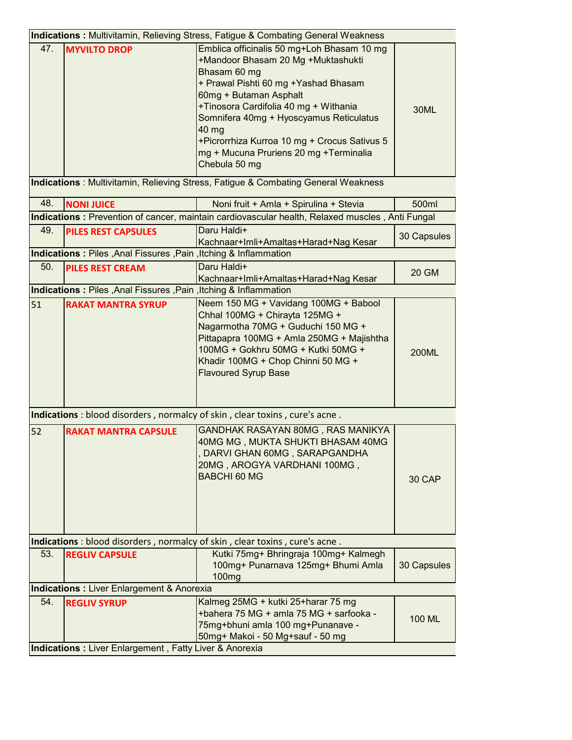| | | | |
|---|---|---|---|
| **Indications :** Multivitamin, Relieving Stress, Fatigue & Combating General Weakness | | | |
| 47. | **MYVILTO DROP** | Emblica officinalis 50 mg+Loh Bhasam 10 mg +Mandoor Bhasam 20 Mg +Muktashukti Bhasam 60 mg + Prawal Pishti 60 mg +Yashad Bhasam 60mg + Butaman Asphalt +Tinosora Cardifolia 40 mg + Withania Somnifera 40mg + Hyoscyamus Reticulatus 40 mg +Picrorrhiza Kurroa 10 mg + Crocus Sativus 5 mg + Mucuna Pruriens 20 mg +Terminalia Chebula 50 mg | 30ML |
| **Indications** : Multivitamin, Relieving Stress, Fatigue & Combating General Weakness | | | |
| 48. | **NONI JUICE** | Noni fruit + Amla + Spirulina + Stevia | 500ml |
| **Indications :** Prevention of cancer, maintain cardiovascular health, Relaxed muscles , Anti Fungal | | | |
| 49. | **PILES REST CAPSULES** | Daru Haldi+ Kachnaar+Imli+Amaltas+Harad+Nag Kesar | 30 Capsules |
| **Indications :** Piles ,Anal Fissures ,Pain ,Itching & Inflammation | | | |
| 50. | **PILES REST CREAM** | Daru Haldi+ Kachnaar+Imli+Amaltas+Harad+Nag Kesar | 20 GM |
| **Indications :** Piles ,Anal Fissures ,Pain ,Itching & Inflammation | | | |
| 51 | **RAKAT MANTRA SYRUP** | Neem 150 MG + Vavidang 100MG + Babool Chhal 100MG + Chirayta 125MG + Nagarmotha 70MG + Guduchi 150 MG + Pittapapra 100MG + Amla 250MG + Majishtha 100MG + Gokhru 50MG + Kutki 50MG + Khadir 100MG + Chop Chinni 50 MG + Flavoured Syrup Base | 200ML |
| **Indications** : blood disorders , normalcy of skin , clear toxins , cure's acne . | | | |
| 52 | **RAKAT MANTRA CAPSULE** | GANDHAK RASAYAN 80MG , RAS MANIKYA 40MG MG , MUKTA SHUKTI BHASAM 40MG , DARVI GHAN 60MG , SARAPGANDHA 20MG , AROGYA VARDHANI 100MG , BABCHI 60 MG | 30 CAP |
| **Indications** : blood disorders , normalcy of skin , clear toxins , cure's acne . | | | |
| 53. | **REGLIV CAPSULE** | Kutki 75mg+ Bhringraja 100mg+ Kalmegh 100mg+ Punarnava 125mg+ Bhumi Amla 100mg | 30 Capsules |
| **Indications :** Liver Enlargement & Anorexia | | | |
| 54. | **REGLIV SYRUP** | Kalmeg 25MG + kutki 25+harar 75 mg +bahera 75 MG + amla 75 MG + sarfooka - 75mg+bhuni amla 100 mg+Punanave - 50mg+ Makoi - 50 Mg+sauf - 50 mg | 100 ML |
| **Indications :** Liver Enlargement , Fatty Liver & Anorexia | | | |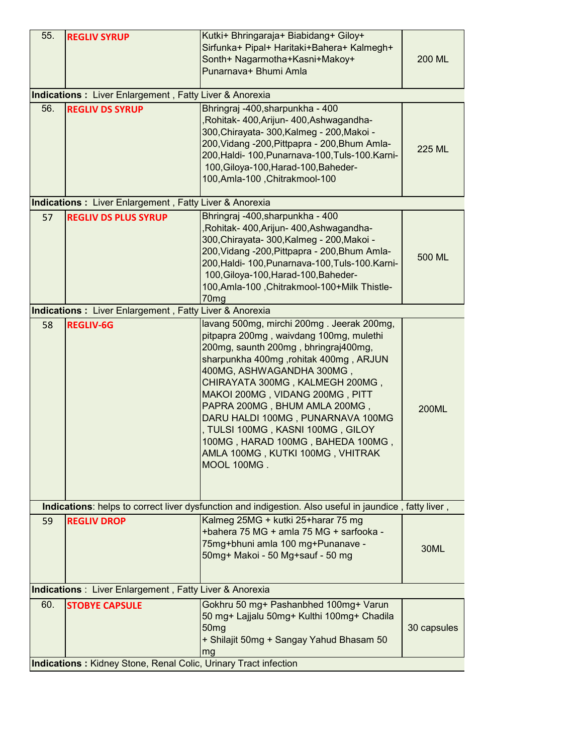| | | | |
|---|---|---|---|
| 55. | **REGLIV SYRUP** | Kutki+ Bhringaraja+ Biabidang+ Giloy+ Sirfunka+ Pipal+ Haritaki+Bahera+ Kalmegh+ Sonth+ Nagarmotha+Kasni+Makoy+ Punarnava+ Bhumi Amla | 200 ML |
| **Indications :** Liver Enlargement , Fatty Liver & Anorexia | | | |
| 56. | **REGLIV DS SYRUP** | Bhringraj -400,sharpunkha - 400 ,Rohitak- 400,Arijun- 400,Ashwagandha-300,Chirayata- 300,Kalmeg - 200,Makoi - 200,Vidang -200,Pittpapra - 200,Bhum Amla-200,Haldi- 100,Punarnava-100,Tuls-100.Karni-100,Giloya-100,Harad-100,Baheder-100,Amla-100 ,Chitrakmool-100 | 225 ML |
| **Indications :** Liver Enlargement , Fatty Liver & Anorexia | | | |
| 57 | **REGLIV DS PLUS SYRUP** | Bhringraj -400,sharpunkha - 400 ,Rohitak- 400,Arijun- 400,Ashwagandha-300,Chirayata- 300,Kalmeg - 200,Makoi - 200,Vidang -200,Pittpapra - 200,Bhum Amla-200,Haldi- 100,Punarnava-100,Tuls-100.Karni-100,Giloya-100,Harad-100,Baheder-100,Amla-100 ,Chitrakmool-100+Milk Thistle-70mg | 500 ML |
| **Indications :** Liver Enlargement , Fatty Liver & Anorexia | | | |
| 58 | **REGLIV-6G** | lavang 500mg, mirchi 200mg . Jeerak 200mg, pitpapra 200mg , waivdang 100mg, mulethi 200mg, saunth 200mg , bhringraj400mg, sharpunkha 400mg ,rohitak 400mg , ARJUN 400MG, ASHWAGANDHA 300MG , CHIRAYATA 300MG , KALMEGH 200MG , MAKOI 200MG , VIDANG 200MG , PITT PAPRA 200MG , BHUM AMLA 200MG , DARU HALDI 100MG , PUNARNAVA 100MG , TULSI 100MG , KASNI 100MG , GILOY 100MG , HARAD 100MG , BAHEDA 100MG , AMLA 100MG , KUTKI 100MG , VHITRAK MOOL 100MG . | 200ML |
| **Indications**: helps to correct liver dysfunction and indigestion. Also useful in jaundice , fatty liver , | | | |
| 59 | **REGLIV DROP** | Kalmeg 25MG + kutki 25+harar 75 mg +bahera 75 MG + amla 75 MG + sarfooka - 75mg+bhuni amla 100 mg+Punanave - 50mg+ Makoi - 50 Mg+sauf - 50 mg | 30ML |
| **Indications** : Liver Enlargement , Fatty Liver & Anorexia | | | |
| 60. | **STOBYE CAPSULE** | Gokhru 50 mg+ Pashanbhed 100mg+ Varun 50 mg+ Lajjalu 50mg+ Kulthi 100mg+ Chadila 50mg + Shilajit 50mg + Sangay Yahud Bhasam 50 mg | 30 capsules |
| **Indications :** Kidney Stone, Renal Colic, Urinary Tract infection | | | |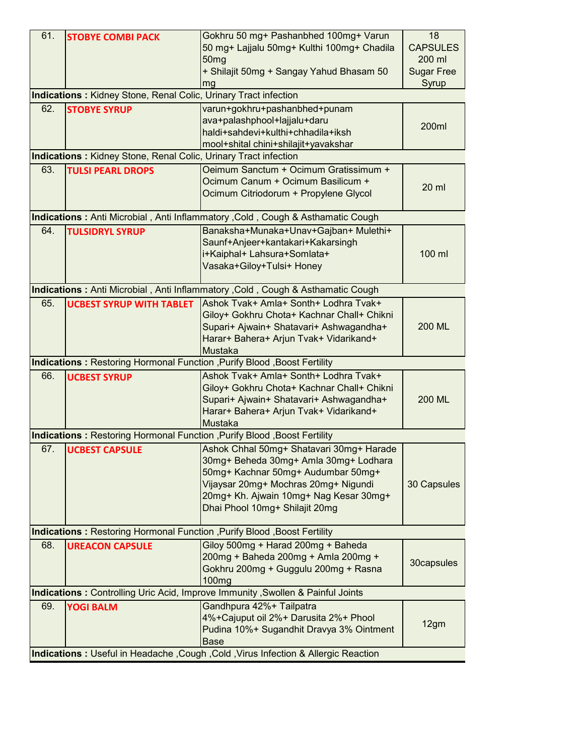| | | | |
|---|---|---|---|
| 61. | **STOBYE COMBI PACK** | Gokhru 50 mg+ Pashanbhed 100mg+ Varun 50 mg+ Lajjalu 50mg+ Kulthi 100mg+ Chadila 50mg + Shilajit 50mg + Sangay Yahud Bhasam 50 mg | 18 CAPSULES 200 ml Sugar Free Syrup |
| **Indications :** Kidney Stone, Renal Colic, Urinary Tract infection | | | |
| 62. | **STOBYE SYRUP** | varun+gokhru+pashanbhed+punam ava+palashphool+lajjalu+daru haldi+sahdevi+kulthi+chhadila+iksh mool+shital chini+shilajit+yavakshar | 200ml |
| **Indications :** Kidney Stone, Renal Colic, Urinary Tract infection | | | |
| 63. | **TULSI PEARL DROPS** | Oeimum Sanctum + Ocimum Gratissimum + Ocimum Canum + Ocimum Basilicum + Ocimum Citriodorum + Propylene Glycol | 20 ml |
| **Indications :** Anti Microbial , Anti Inflammatory ,Cold , Cough & Asthamatic Cough | | | |
| 64. | **TULSIDRYL SYRUP** | Banaksha+Munaka+Unav+Gajban+ Mulethi+ Saunf+Anjeer+kantakari+Kakarsingh i+Kaiphal+ Lahsura+Somlata+ Vasaka+Giloy+Tulsi+ Honey | 100 ml |
| **Indications :** Anti Microbial , Anti Inflammatory ,Cold , Cough & Asthamatic Cough | | | |
| 65. | **UCBEST SYRUP WITH TABLET** | Ashok Tvak+ Amla+ Sonth+ Lodhra Tvak+ Giloy+ Gokhru Chota+ Kachnar Chall+ Chikni Supari+ Ajwain+ Shatavari+ Ashwagandha+ Harar+ Bahera+ Arjun Tvak+ Vidarikand+ Mustaka | 200 ML |
| **Indications :** Restoring Hormonal Function ,Purify Blood ,Boost Fertility | | | |
| 66. | **UCBEST SYRUP** | Ashok Tvak+ Amla+ Sonth+ Lodhra Tvak+ Giloy+ Gokhru Chota+ Kachnar Chall+ Chikni Supari+ Ajwain+ Shatavari+ Ashwagandha+ Harar+ Bahera+ Arjun Tvak+ Vidarikand+ Mustaka | 200 ML |
| **Indications :** Restoring Hormonal Function ,Purify Blood ,Boost Fertility | | | |
| 67. | **UCBEST CAPSULE** | Ashok Chhal 50mg+ Shatavari 30mg+ Harade 30mg+ Beheda 30mg+ Amla 30mg+ Lodhara 50mg+ Kachnar 50mg+ Audumbar 50mg+ Vijaysar 20mg+ Mochras 20mg+ Nigundi 20mg+ Kh. Ajwain 10mg+ Nag Kesar 30mg+ Dhai Phool 10mg+ Shilajit 20mg | 30 Capsules |
| **Indications :** Restoring Hormonal Function ,Purify Blood ,Boost Fertility | | | |
| 68. | **UREACON CAPSULE** | Giloy 500mg + Harad 200mg + Baheda 200mg + Baheda 200mg + Amla 200mg + Gokhru 200mg + Guggulu 200mg + Rasna 100mg | 30capsules |
| **Indications :** Controlling Uric Acid, Improve Immunity ,Swollen & Painful Joints | | | |
| 69. | **YOGI BALM** | Gandhpura 42%+ Tailpatra 4%+Cajuput oil 2%+ Darusita 2%+ Phool Pudina 10%+ Sugandhit Dravya 3% Ointment Base | 12gm |
| **Indications :** Useful in Headache ,Cough ,Cold ,Virus Infection & Allergic Reaction | | | |